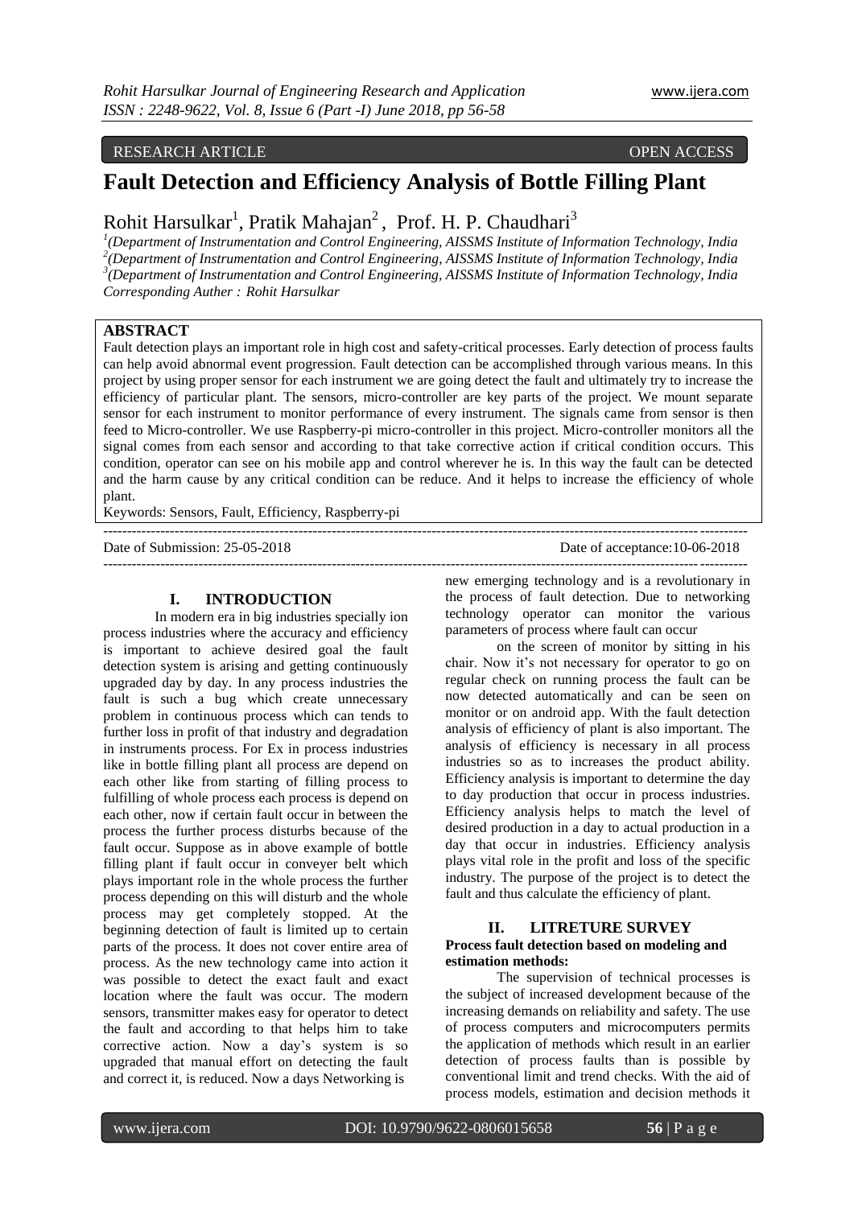RESEARCH ARTICLE OPEN ACCESS

# Fault Detection and Efficiency Analysis of Bottle Filling Plant

Rohit Harsulkar[1], Pratik Mahajan[2], Prof. H. P. Chaudhari[3]

[1](Department of Instrumentation and Control Engineering, AISSMS Institute of Information Technology, India
[2](Department of Instrumentation and Control Engineering, AISSMS Institute of Information Technology, India
[3](Department of Instrumentation and Control Engineering, AISSMS Institute of Information Technology, India
*Corresponding Auther : Rohit Harsulkar*

## ABSTRACT

Fault detection plays an important role in high cost and safety-critical processes. Early detection of process faults can help avoid abnormal event progression. Fault detection can be accomplished through various means. In this project by using proper sensor for each instrument we are going detect the fault and ultimately try to increase the efficiency of particular plant. The sensors, micro-controller are key parts of the project. We mount separate sensor for each instrument to monitor performance of every instrument. The signals came from sensor is then feed to Micro-controller. We use Raspberry-pi micro-controller in this project. Micro-controller monitors all the signal comes from each sensor and according to that take corrective action if critical condition occurs. This condition, operator can see on his mobile app and control wherever he is. In this way the fault can be detected and the harm cause by any critical condition can be reduce. And it helps to increase the efficiency of whole plant.

Keywords: Sensors, Fault, Efficiency, Raspberry-pi

Date of Submission: 25-05-2018 Date of acceptance:10-06-2018

## I. INTRODUCTION

In modern era in big industries specially ion process industries where the accuracy and efficiency is important to achieve desired goal the fault detection system is arising and getting continuously upgraded day by day. In any process industries the fault is such a bug which create unnecessary problem in continuous process which can tends to further loss in profit of that industry and degradation in instruments process. For Ex in process industries like in bottle filling plant all process are depend on each other like from starting of filling process to fulfilling of whole process each process is depend on each other, now if certain fault occur in between the process the further process disturbs because of the fault occur. Suppose as in above example of bottle filling plant if fault occur in conveyer belt which plays important role in the whole process the further process depending on this will disturb and the whole process may get completely stopped. At the beginning detection of fault is limited up to certain parts of the process. It does not cover entire area of process. As the new technology came into action it was possible to detect the exact fault and exact location where the fault was occur. The modern sensors, transmitter makes easy for operator to detect the fault and according to that helps him to take corrective action. Now a day's system is so upgraded that manual effort on detecting the fault and correct it, is reduced. Now a days Networking is new emerging technology and is a revolutionary in the process of fault detection. Due to networking technology operator can monitor the various parameters of process where fault can occur on the screen of monitor by sitting in his chair. Now it's not necessary for operator to go on regular check on running process the fault can be now detected automatically and can be seen on monitor or on android app. With the fault detection analysis of efficiency of plant is also important. The analysis of efficiency is necessary in all process industries so as to increases the product ability. Efficiency analysis is important to determine the day to day production that occur in process industries. Efficiency analysis helps to match the level of desired production in a day to actual production in a day that occur in industries. Efficiency analysis plays vital role in the profit and loss of the specific industry. The purpose of the project is to detect the fault and thus calculate the efficiency of plant.

## II. LITRETURE SURVEY

**Process fault detection based on modeling and estimation methods:**

The supervision of technical processes is the subject of increased development because of the increasing demands on reliability and safety. The use of process computers and microcomputers permits the application of methods which result in an earlier detection of process faults than is possible by conventional limit and trend checks. With the aid of process models, estimation and decision methods it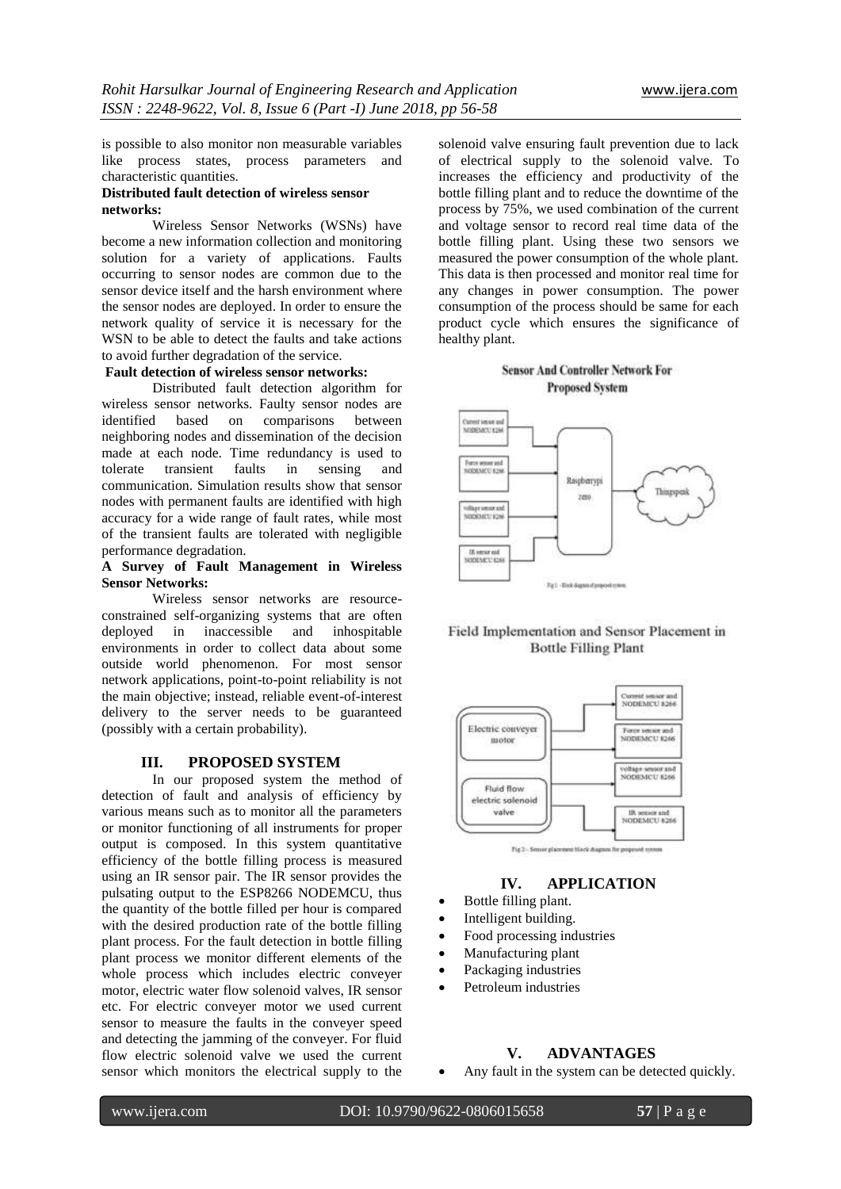is possible to also monitor non measurable variables like process states, process parameters and characteristic quantities.

**Distributed fault detection of wireless sensor networks:**

Wireless Sensor Networks (WSNs) have become a new information collection and monitoring solution for a variety of applications. Faults occurring to sensor nodes are common due to the sensor device itself and the harsh environment where the sensor nodes are deployed. In order to ensure the network quality of service it is necessary for the WSN to be able to detect the faults and take actions to avoid further degradation of the service.

**Fault detection of wireless sensor networks:**

Distributed fault detection algorithm for wireless sensor networks. Faulty sensor nodes are identified based on comparisons between neighboring nodes and dissemination of the decision made at each node. Time redundancy is used to tolerate transient faults in sensing and communication. Simulation results show that sensor nodes with permanent faults are identified with high accuracy for a wide range of fault rates, while most of the transient faults are tolerated with negligible performance degradation.

**A Survey of Fault Management in Wireless Sensor Networks:**

Wireless sensor networks are resource-constrained self-organizing systems that are often deployed in inaccessible and inhospitable environments in order to collect data about some outside world phenomenon. For most sensor network applications, point-to-point reliability is not the main objective; instead, reliable event-of-interest delivery to the server needs to be guaranteed (possibly with a certain probability).

## III. PROPOSED SYSTEM

In our proposed system the method of detection of fault and analysis of efficiency by various means such as to monitor all the parameters or monitor functioning of all instruments for proper output is composed. In this system quantitative efficiency of the bottle filling process is measured using an IR sensor pair. The IR sensor provides the pulsating output to the ESP8266 NODEMCU, thus the quantity of the bottle filled per hour is compared with the desired production rate of the bottle filling plant process. For the fault detection in bottle filling plant process we monitor different elements of the whole process which includes electric conveyer motor, electric water flow solenoid valves, IR sensor etc. For electric conveyer motor we used current sensor to measure the faults in the conveyer speed and detecting the jamming of the conveyer. For fluid flow electric solenoid valve we used the current sensor which monitors the electrical supply to the solenoid valve ensuring fault prevention due to lack of electrical supply to the solenoid valve. To increases the efficiency and productivity of the bottle filling plant and to reduce the downtime of the process by 75%, we used combination of the current and voltage sensor to record real time data of the bottle filling plant. Using these two sensors we measured the power consumption of the whole plant. This data is then processed and monitor real time for any changes in power consumption. The power consumption of the process should be same for each product cycle which ensures the significance of healthy plant.

**Sensor And Controller Network For Proposed System**

Fig 1: -Block diagram of proposed system

**Field Implementation and Sensor Placement in Bottle Filling Plant**

Fig 2:- Sensor placement block diagram for proposed system

## IV. APPLICATION

- Bottle filling plant.
- Intelligent building.
- Food processing industries
- Manufacturing plant
- Packaging industries
- Petroleum industries

## V. ADVANTAGES

- Any fault in the system can be detected quickly.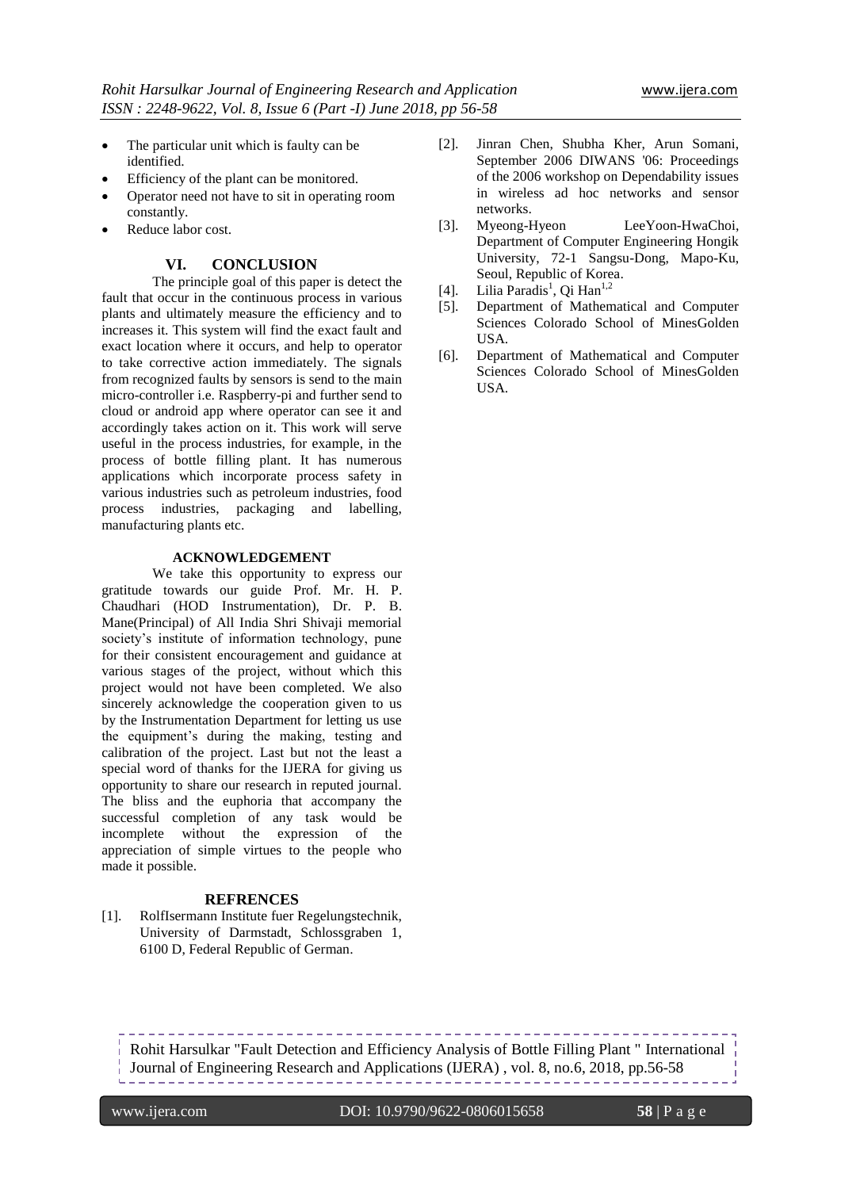- The particular unit which is faulty can be identified.
- Efficiency of the plant can be monitored.
- Operator need not have to sit in operating room constantly.
- Reduce labor cost.

## VI. CONCLUSION

The principle goal of this paper is detect the fault that occur in the continuous process in various plants and ultimately measure the efficiency and to increases it. This system will find the exact fault and exact location where it occurs, and help to operator to take corrective action immediately. The signals from recognized faults by sensors is send to the main micro-controller i.e. Raspberry-pi and further send to cloud or android app where operator can see it and accordingly takes action on it. This work will serve useful in the process industries, for example, in the process of bottle filling plant. It has numerous applications which incorporate process safety in various industries such as petroleum industries, food process industries, packaging and labelling, manufacturing plants etc.

### ACKNOWLEDGEMENT

We take this opportunity to express our gratitude towards our guide Prof. Mr. H. P. Chaudhari (HOD Instrumentation), Dr. P. B. Mane(Principal) of All India Shri Shivaji memorial society's institute of information technology, pune for their consistent encouragement and guidance at various stages of the project, without which this project would not have been completed. We also sincerely acknowledge the cooperation given to us by the Instrumentation Department for letting us use the equipment's during the making, testing and calibration of the project. Last but not the least a special word of thanks for the IJERA for giving us opportunity to share our research in reputed journal. The bliss and the euphoria that accompany the successful completion of any task would be incomplete without the expression of the appreciation of simple virtues to the people who made it possible.

### REFRENCES

[1]. RolfIsermann Institute fuer Regelungstechnik, University of Darmstadt, Schlossgraben 1, 6100 D, Federal Republic of German.

[2]. Jinran Chen, Shubha Kher, Arun Somani, September 2006 DIWANS '06: Proceedings of the 2006 workshop on Dependability issues in wireless ad hoc networks and sensor networks.

[3]. Myeong-Hyeon LeeYoon-HwaChoi, Department of Computer Engineering Hongik University, 72-1 Sangsu-Dong, Mapo-Ku, Seoul, Republic of Korea.

[4]. Lilia Paradis[1], Qi Han[1,2]

[5]. Department of Mathematical and Computer Sciences Colorado School of MinesGolden USA.

[6]. Department of Mathematical and Computer Sciences Colorado School of MinesGolden USA.

Rohit Harsulkar "Fault Detection and Efficiency Analysis of Bottle Filling Plant " International Journal of Engineering Research and Applications (IJERA) , vol. 8, no.6, 2018, pp.56-58